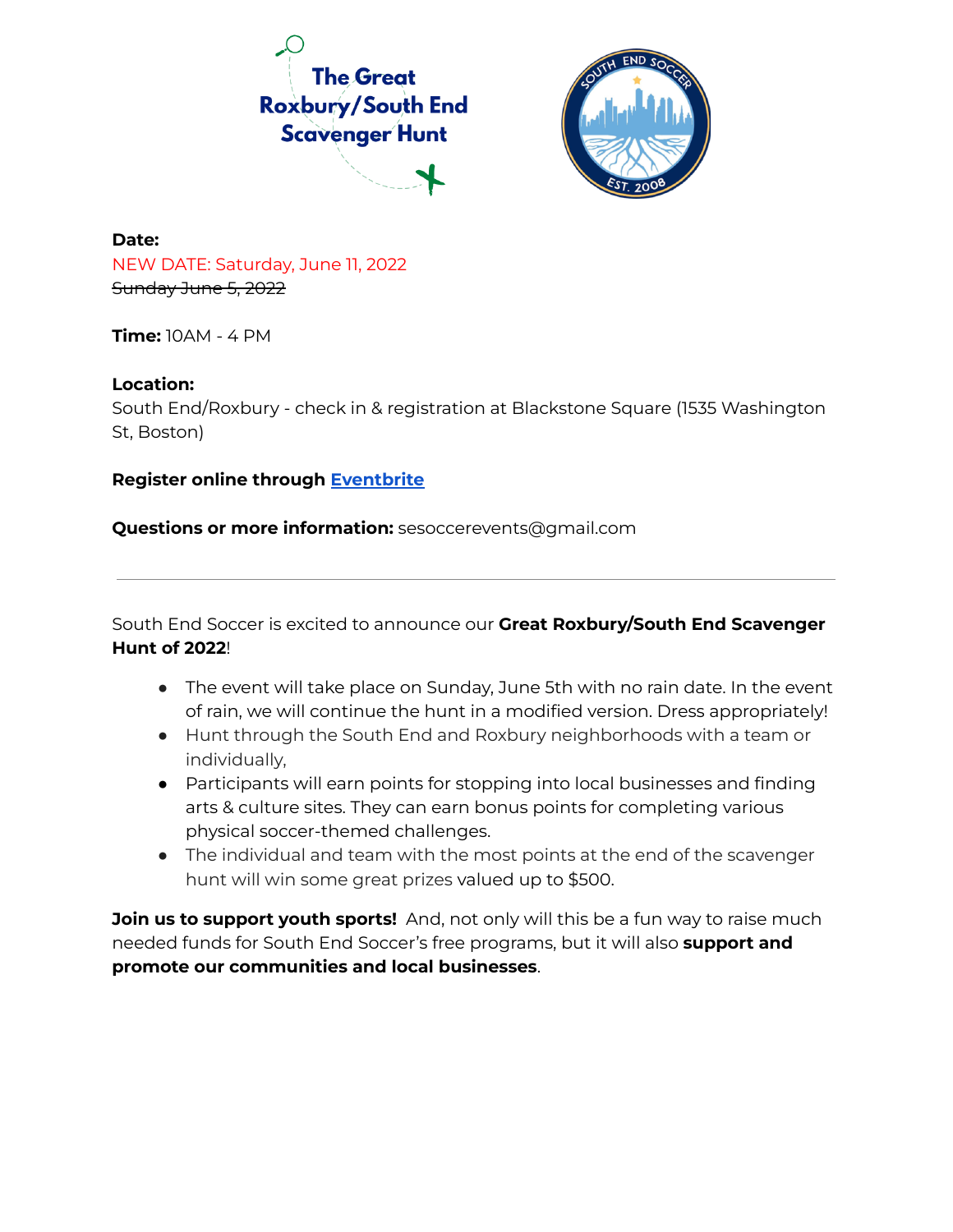# The Great Roxbury/South End Scavenger Hunt

SOUTH END SOCCER EST. 2008

**Date:**
NEW DATE: Saturday, June 11, 2022
~~Sunday June 5, 2022~~

**Time:** 10AM - 4 PM

**Location:**
South End/Roxbury - check in & registration at Blackstone Square (1535 Washington St, Boston)

**Register online through Eventbrite**

**Questions or more information:** sesoccerevents@gmail.com

---

South End Soccer is excited to announce our **Great Roxbury/South End Scavenger Hunt of 2022**!

- The event will take place on Sunday, June 5th with no rain date. In the event of rain, we will continue the hunt in a modified version. Dress appropriately!
- Hunt through the South End and Roxbury neighborhoods with a team or individually,
- Participants will earn points for stopping into local businesses and finding arts & culture sites. They can earn bonus points for completing various physical soccer-themed challenges.
- The individual and team with the most points at the end of the scavenger hunt will win some great prizes valued up to $500.

**Join us to support youth sports!** And, not only will this be a fun way to raise much needed funds for South End Soccer's free programs, but it will also **support and promote our communities and local businesses**.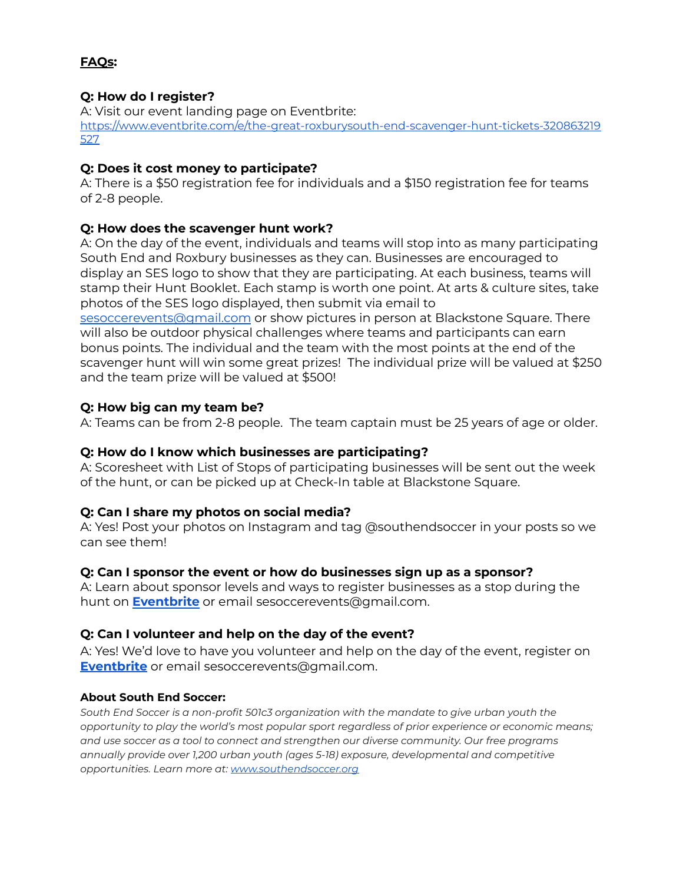**FAQs:**

**Q: How do I register?**
A: Visit our event landing page on Eventbrite:
https://www.eventbrite.com/e/the-great-roxburysouth-end-scavenger-hunt-tickets-320863219527

**Q: Does it cost money to participate?**
A: There is a $50 registration fee for individuals and a $150 registration fee for teams of 2-8 people.

**Q: How does the scavenger hunt work?**
A: On the day of the event, individuals and teams will stop into as many participating South End and Roxbury businesses as they can. Businesses are encouraged to display an SES logo to show that they are participating. At each business, teams will stamp their Hunt Booklet. Each stamp is worth one point. At arts & culture sites, take photos of the SES logo displayed, then submit via email to sesoccerevents@gmail.com or show pictures in person at Blackstone Square. There will also be outdoor physical challenges where teams and participants can earn bonus points. The individual and the team with the most points at the end of the scavenger hunt will win some great prizes! The individual prize will be valued at $250 and the team prize will be valued at $500!

**Q: How big can my team be?**
A: Teams can be from 2-8 people. The team captain must be 25 years of age or older.

**Q: How do I know which businesses are participating?**
A: Scoresheet with List of Stops of participating businesses will be sent out the week of the hunt, or can be picked up at Check-In table at Blackstone Square.

**Q: Can I share my photos on social media?**
A: Yes! Post your photos on Instagram and tag @southendsoccer in your posts so we can see them!

**Q: Can I sponsor the event or how do businesses sign up as a sponsor?**
A: Learn about sponsor levels and ways to register businesses as a stop during the hunt on **Eventbrite** or email sesoccerevents@gmail.com.

**Q: Can I volunteer and help on the day of the event?**
A: Yes! We'd love to have you volunteer and help on the day of the event, register on **Eventbrite** or email sesoccerevents@gmail.com.

**About South End Soccer:**

*South End Soccer is a non-profit 501c3 organization with the mandate to give urban youth the opportunity to play the world's most popular sport regardless of prior experience or economic means; and use soccer as a tool to connect and strengthen our diverse community. Our free programs annually provide over 1,200 urban youth (ages 5-18) exposure, developmental and competitive opportunities. Learn more at: www.southendsoccer.org*